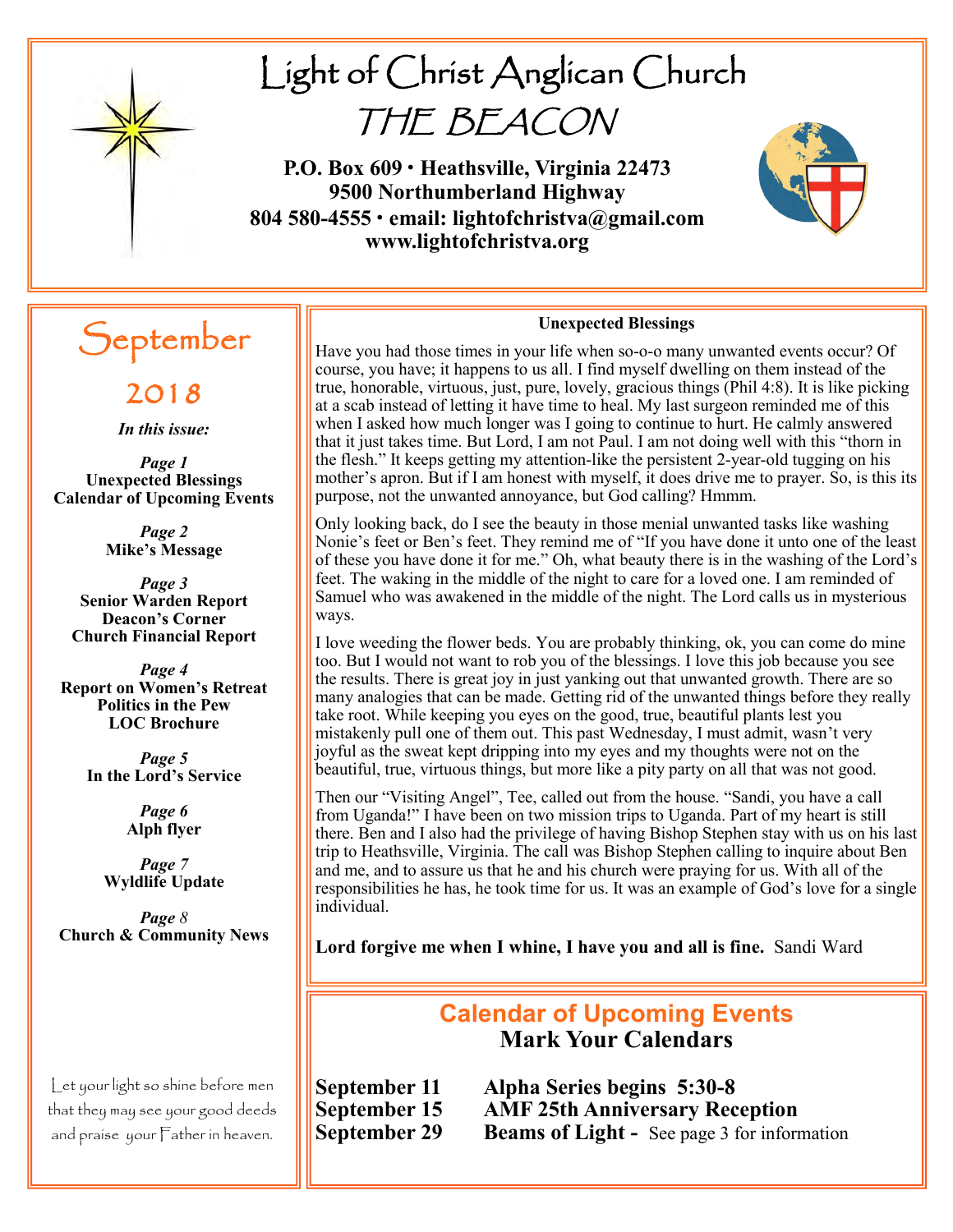# Light of Christ Anglican Church

## THE BEACON

**P.O. Box 609 • Heathsville, Virginia 22473**
**9500 Northumberland Highway**
**804 580-4555 • email: lightofchristva@gmail.com**
**www.lightofchristva.org**

## September 2018

***In this issue:***

*Page 1*
**Unexpected Blessings**
**Calendar of Upcoming Events**

*Page 2*
**Mike's Message**

*Page 3*
**Senior Warden Report**
**Deacon's Corner**
**Church Financial Report**

*Page 4*
**Report on Women's Retreat**
**Politics in the Pew**
**LOC Brochure**

*Page 5*
**In the Lord's Service**

*Page 6*
**Alph flyer**

*Page 7*
**Wyldlife Update**

*Page 8*
**Church & Community News**

Let your light so shine before men that they may see your good deeds and praise your Father in heaven.

### Unexpected Blessings

Have you had those times in your life when so-o-o many unwanted events occur? Of course, you have; it happens to us all. I find myself dwelling on them instead of the true, honorable, virtuous, just, pure, lovely, gracious things (Phil 4:8). It is like picking at a scab instead of letting it have time to heal. My last surgeon reminded me of this when I asked how much longer was I going to continue to hurt. He calmly answered that it just takes time. But Lord, I am not Paul. I am not doing well with this "thorn in the flesh." It keeps getting my attention-like the persistent 2-year-old tugging on his mother's apron. But if I am honest with myself, it does drive me to prayer. So, is this its purpose, not the unwanted annoyance, but God calling? Hmmm.

Only looking back, do I see the beauty in those menial unwanted tasks like washing Nonie's feet or Ben's feet. They remind me of "If you have done it unto one of the least of these you have done it for me." Oh, what beauty there is in the washing of the Lord's feet. The waking in the middle of the night to care for a loved one. I am reminded of Samuel who was awakened in the middle of the night. The Lord calls us in mysterious ways.

I love weeding the flower beds. You are probably thinking, ok, you can come do mine too. But I would not want to rob you of the blessings. I love this job because you see the results. There is great joy in just yanking out that unwanted growth. There are so many analogies that can be made. Getting rid of the unwanted things before they really take root. While keeping you eyes on the good, true, beautiful plants lest you mistakenly pull one of them out. This past Wednesday, I must admit, wasn't very joyful as the sweat kept dripping into my eyes and my thoughts were not on the beautiful, true, virtuous things, but more like a pity party on all that was not good.

Then our "Visiting Angel", Tee, called out from the house. "Sandi, you have a call from Uganda!" I have been on two mission trips to Uganda. Part of my heart is still there. Ben and I also had the privilege of having Bishop Stephen stay with us on his last trip to Heathsville, Virginia. The call was Bishop Stephen calling to inquire about Ben and me, and to assure us that he and his church were praying for us. With all of the responsibilities he has, he took time for us. It was an example of God's love for a single individual.

**Lord forgive me when I whine, I have you and all is fine.** Sandi Ward

## Calendar of Upcoming Events

### Mark Your Calendars

| | |
|---|---|
| **September 11** | **Alpha Series begins 5:30-8** |
| **September 15** | **AMF 25th Anniversary Reception** |
| **September 29** | **Beams of Light -** See page 3 for information |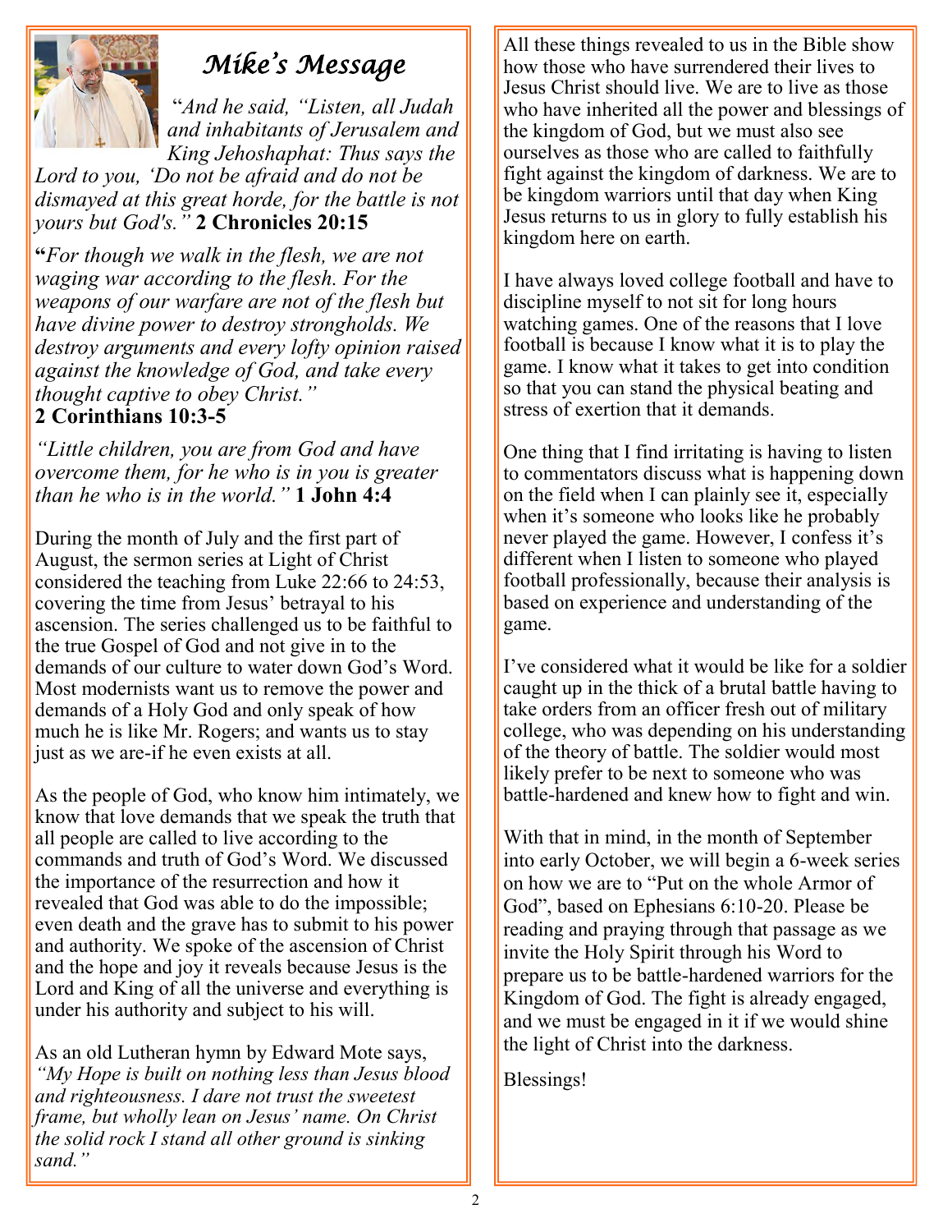# *Mike's Message*

"*And he said, "Listen, all Judah and inhabitants of Jerusalem and King Jehoshaphat: Thus says the Lord to you, 'Do not be afraid and do not be dismayed at this great horde, for the battle is not yours but God's."* **2 Chronicles 20:15**

**"***For though we walk in the flesh, we are not waging war according to the flesh. For the weapons of our warfare are not of the flesh but have divine power to destroy strongholds. We destroy arguments and every lofty opinion raised against the knowledge of God, and take every thought captive to obey Christ."*
**2 Corinthians 10:3-5**

*"Little children, you are from God and have overcome them, for he who is in you is greater than he who is in the world."* **1 John 4:4**

During the month of July and the first part of August, the sermon series at Light of Christ considered the teaching from Luke 22:66 to 24:53, covering the time from Jesus' betrayal to his ascension. The series challenged us to be faithful to the true Gospel of God and not give in to the demands of our culture to water down God's Word. Most modernists want us to remove the power and demands of a Holy God and only speak of how much he is like Mr. Rogers; and wants us to stay just as we are-if he even exists at all.

As the people of God, who know him intimately, we know that love demands that we speak the truth that all people are called to live according to the commands and truth of God's Word. We discussed the importance of the resurrection and how it revealed that God was able to do the impossible; even death and the grave has to submit to his power and authority. We spoke of the ascension of Christ and the hope and joy it reveals because Jesus is the Lord and King of all the universe and everything is under his authority and subject to his will.

As an old Lutheran hymn by Edward Mote says, *"My Hope is built on nothing less than Jesus blood and righteousness. I dare not trust the sweetest frame, but wholly lean on Jesus' name. On Christ the solid rock I stand all other ground is sinking sand."*

All these things revealed to us in the Bible show how those who have surrendered their lives to Jesus Christ should live. We are to live as those who have inherited all the power and blessings of the kingdom of God, but we must also see ourselves as those who are called to faithfully fight against the kingdom of darkness. We are to be kingdom warriors until that day when King Jesus returns to us in glory to fully establish his kingdom here on earth.

I have always loved college football and have to discipline myself to not sit for long hours watching games. One of the reasons that I love football is because I know what it is to play the game. I know what it takes to get into condition so that you can stand the physical beating and stress of exertion that it demands.

One thing that I find irritating is having to listen to commentators discuss what is happening down on the field when I can plainly see it, especially when it's someone who looks like he probably never played the game. However, I confess it's different when I listen to someone who played football professionally, because their analysis is based on experience and understanding of the game.

I've considered what it would be like for a soldier caught up in the thick of a brutal battle having to take orders from an officer fresh out of military college, who was depending on his understanding of the theory of battle. The soldier would most likely prefer to be next to someone who was battle-hardened and knew how to fight and win.

With that in mind, in the month of September into early October, we will begin a 6-week series on how we are to "Put on the whole Armor of God", based on Ephesians 6:10-20. Please be reading and praying through that passage as we invite the Holy Spirit through his Word to prepare us to be battle-hardened warriors for the Kingdom of God. The fight is already engaged, and we must be engaged in it if we would shine the light of Christ into the darkness.

Blessings!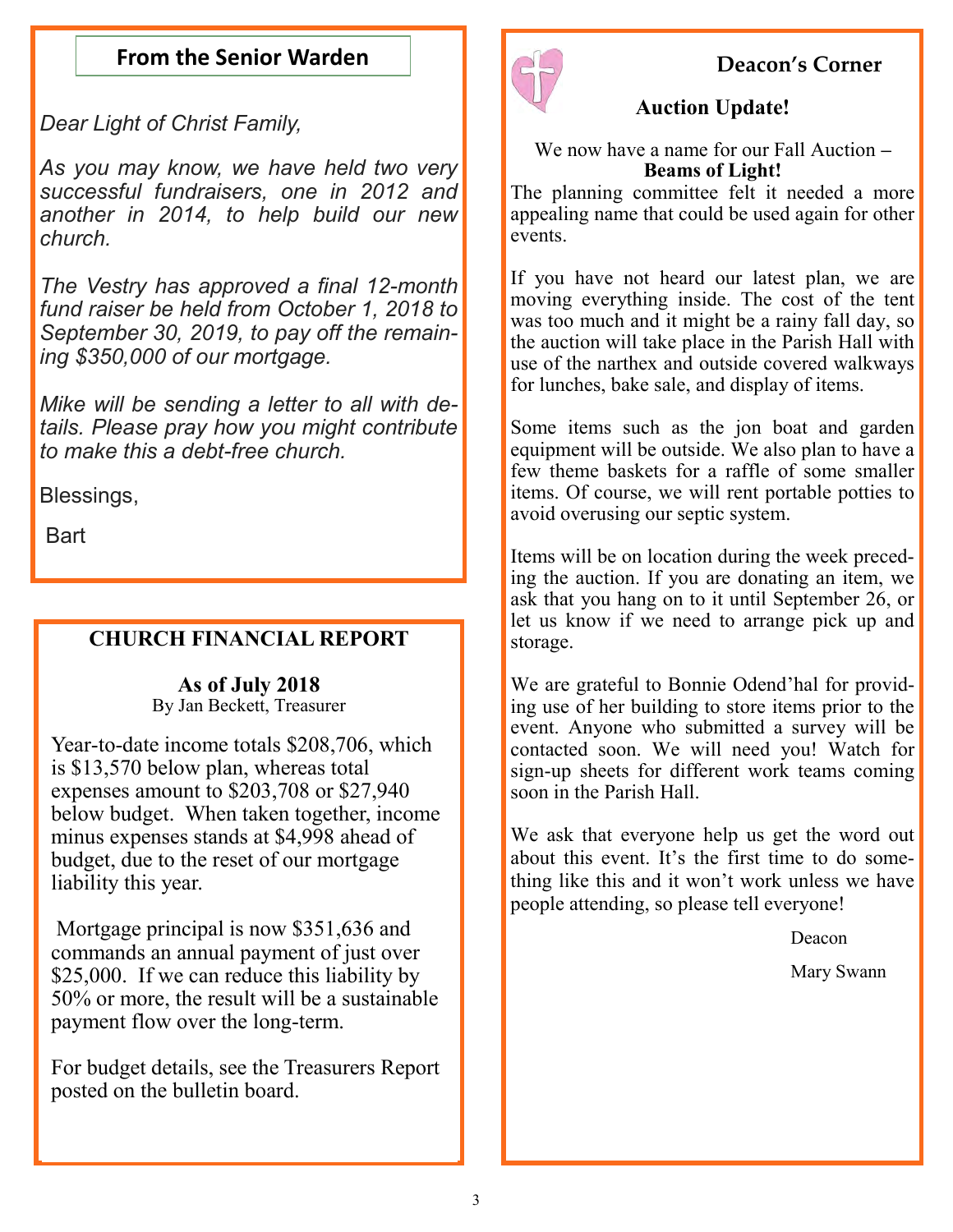## From the Senior Warden

*Dear Light of Christ Family,*

*As you may know, we have held two very successful fundraisers, one in 2012 and another in 2014, to help build our new church.*

*The Vestry has approved a final 12-month fund raiser be held from October 1, 2018 to September 30, 2019, to pay off the remaining $350,000 of our mortgage.*

*Mike will be sending a letter to all with details. Please pray how you might contribute to make this a debt-free church.*

Blessings,

Bart

## CHURCH FINANCIAL REPORT

**As of July 2018**
By Jan Beckett, Treasurer

Year-to-date income totals $208,706, which is $13,570 below plan, whereas total expenses amount to $203,708 or $27,940 below budget. When taken together, income minus expenses stands at $4,998 ahead of budget, due to the reset of our mortgage liability this year.

Mortgage principal is now $351,636 and commands an annual payment of just over $25,000. If we can reduce this liability by 50% or more, the result will be a sustainable payment flow over the long-term.

For budget details, see the Treasurers Report posted on the bulletin board.

## Deacon's Corner

### Auction Update!

We now have a name for our Fall Auction – **Beams of Light!**
The planning committee felt it needed a more appealing name that could be used again for other events.

If you have not heard our latest plan, we are moving everything inside. The cost of the tent was too much and it might be a rainy fall day, so the auction will take place in the Parish Hall with use of the narthex and outside covered walkways for lunches, bake sale, and display of items.

Some items such as the jon boat and garden equipment will be outside. We also plan to have a few theme baskets for a raffle of some smaller items. Of course, we will rent portable potties to avoid overusing our septic system.

Items will be on location during the week preceding the auction. If you are donating an item, we ask that you hang on to it until September 26, or let us know if we need to arrange pick up and storage.

We are grateful to Bonnie Odend'hal for providing use of her building to store items prior to the event. Anyone who submitted a survey will be contacted soon. We will need you! Watch for sign-up sheets for different work teams coming soon in the Parish Hall.

We ask that everyone help us get the word out about this event. It's the first time to do something like this and it won't work unless we have people attending, so please tell everyone!

Deacon

Mary Swann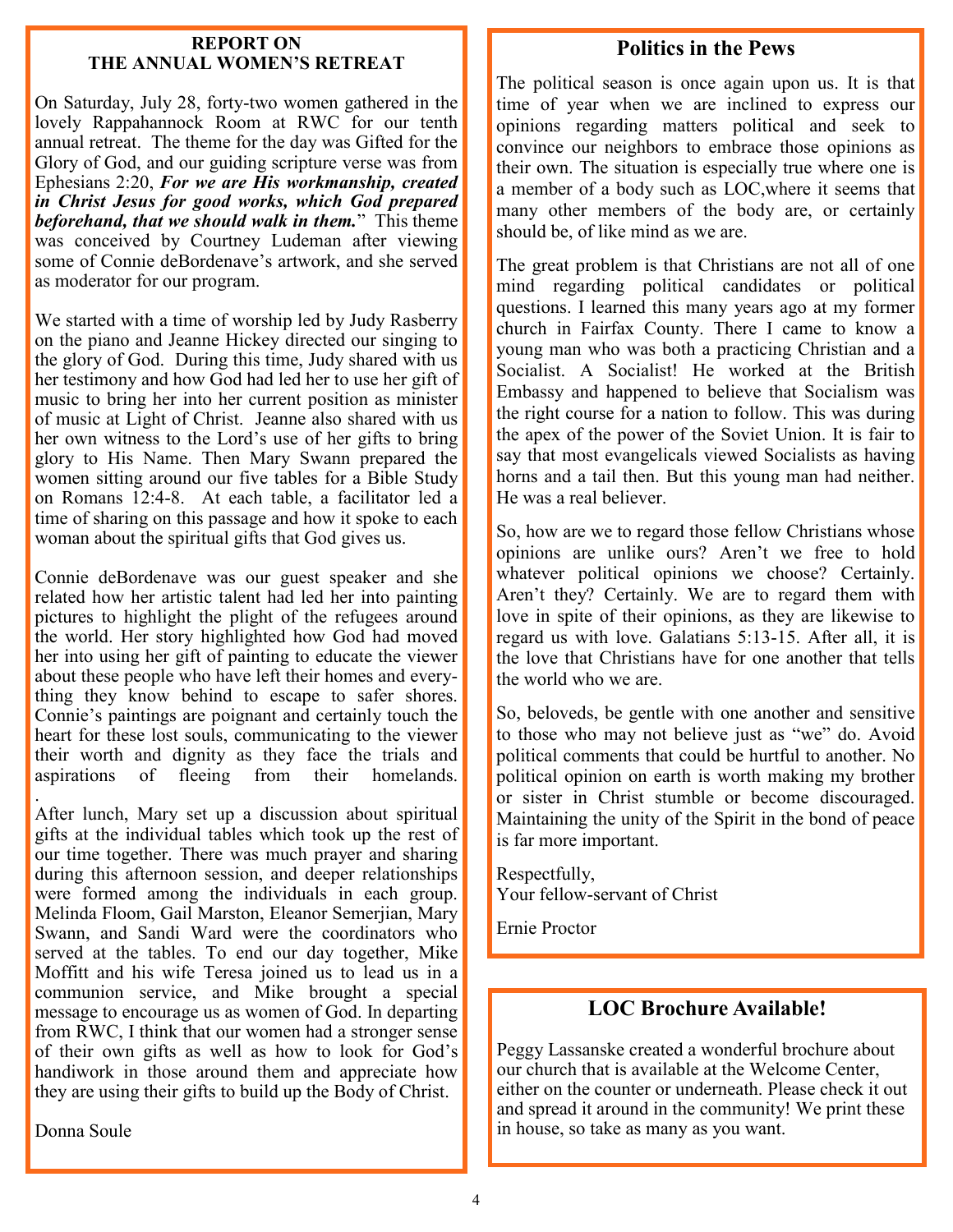## REPORT ON THE ANNUAL WOMEN'S RETREAT

On Saturday, July 28, forty-two women gathered in the lovely Rappahannock Room at RWC for our tenth annual retreat. The theme for the day was Gifted for the Glory of God, and our guiding scripture verse was from Ephesians 2:20, ***For we are His workmanship, created in Christ Jesus for good works, which God prepared beforehand, that we should walk in them.***" This theme was conceived by Courtney Ludeman after viewing some of Connie deBordenave's artwork, and she served as moderator for our program.

We started with a time of worship led by Judy Rasberry on the piano and Jeanne Hickey directed our singing to the glory of God. During this time, Judy shared with us her testimony and how God had led her to use her gift of music to bring her into her current position as minister of music at Light of Christ. Jeanne also shared with us her own witness to the Lord's use of her gifts to bring glory to His Name. Then Mary Swann prepared the women sitting around our five tables for a Bible Study on Romans 12:4-8. At each table, a facilitator led a time of sharing on this passage and how it spoke to each woman about the spiritual gifts that God gives us.

Connie deBordenave was our guest speaker and she related how her artistic talent had led her into painting pictures to highlight the plight of the refugees around the world. Her story highlighted how God had moved her into using her gift of painting to educate the viewer about these people who have left their homes and everything they know behind to escape to safer shores. Connie's paintings are poignant and certainly touch the heart for these lost souls, communicating to the viewer their worth and dignity as they face the trials and aspirations of fleeing from their homelands.

After lunch, Mary set up a discussion about spiritual gifts at the individual tables which took up the rest of our time together. There was much prayer and sharing during this afternoon session, and deeper relationships were formed among the individuals in each group. Melinda Floom, Gail Marston, Eleanor Semerjian, Mary Swann, and Sandi Ward were the coordinators who served at the tables. To end our day together, Mike Moffitt and his wife Teresa joined us to lead us in a communion service, and Mike brought a special message to encourage us as women of God. In departing from RWC, I think that our women had a stronger sense of their own gifts as well as how to look for God's handiwork in those around them and appreciate how they are using their gifts to build up the Body of Christ.

Donna Soule

## Politics in the Pews

The political season is once again upon us. It is that time of year when we are inclined to express our opinions regarding matters political and seek to convince our neighbors to embrace those opinions as their own. The situation is especially true where one is a member of a body such as LOC,where it seems that many other members of the body are, or certainly should be, of like mind as we are.

The great problem is that Christians are not all of one mind regarding political candidates or political questions. I learned this many years ago at my former church in Fairfax County. There I came to know a young man who was both a practicing Christian and a Socialist. A Socialist! He worked at the British Embassy and happened to believe that Socialism was the right course for a nation to follow. This was during the apex of the power of the Soviet Union. It is fair to say that most evangelicals viewed Socialists as having horns and a tail then. But this young man had neither. He was a real believer.

So, how are we to regard those fellow Christians whose opinions are unlike ours? Aren't we free to hold whatever political opinions we choose? Certainly. Aren't they? Certainly. We are to regard them with love in spite of their opinions, as they are likewise to regard us with love. Galatians 5:13-15. After all, it is the love that Christians have for one another that tells the world who we are.

So, beloveds, be gentle with one another and sensitive to those who may not believe just as "we" do. Avoid political comments that could be hurtful to another. No political opinion on earth is worth making my brother or sister in Christ stumble or become discouraged. Maintaining the unity of the Spirit in the bond of peace is far more important.

Respectfully,
Your fellow-servant of Christ

Ernie Proctor

## LOC Brochure Available!

Peggy Lassanske created a wonderful brochure about our church that is available at the Welcome Center, either on the counter or underneath. Please check it out and spread it around in the community! We print these in house, so take as many as you want.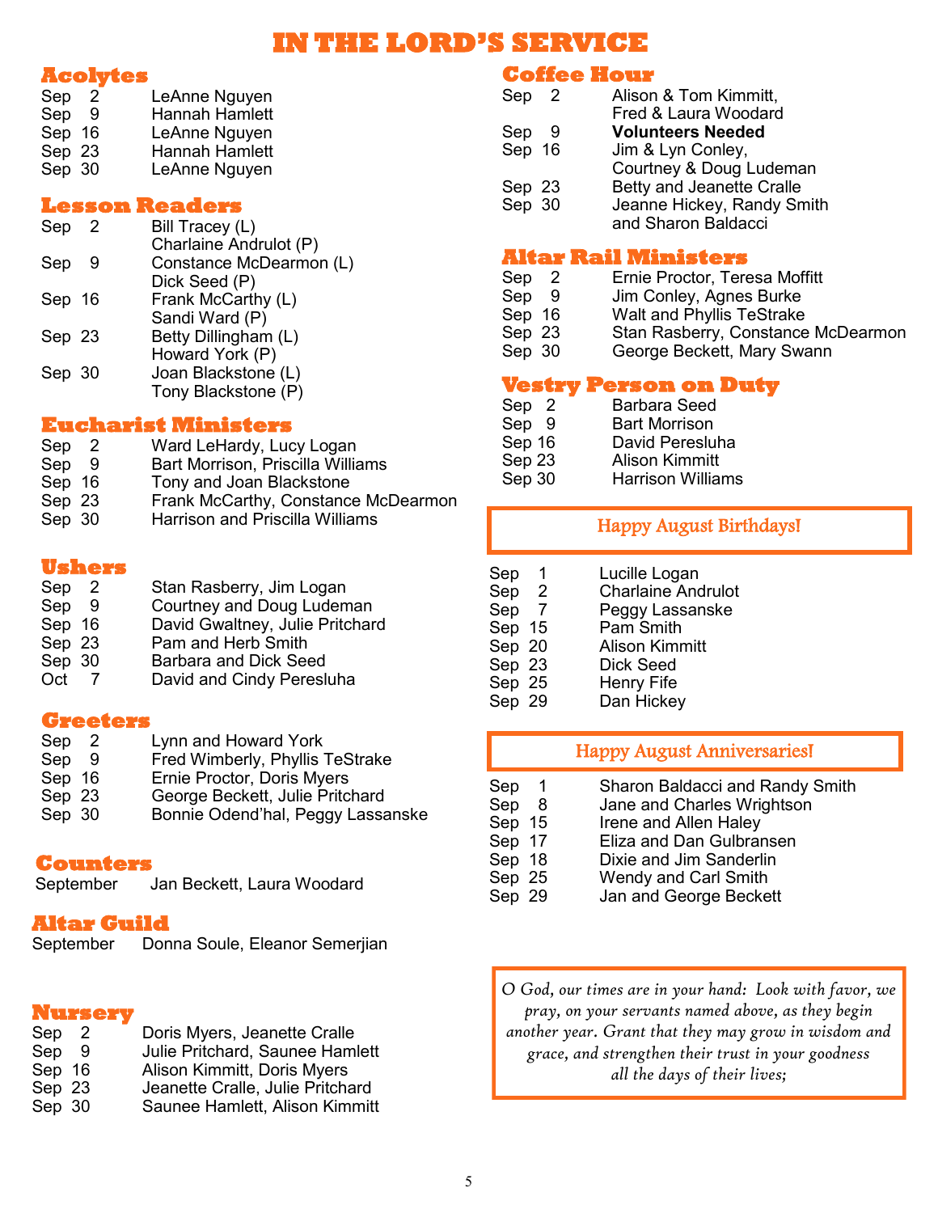# IN THE LORD'S SERVICE

## Acolytes

| | |
|---|---|
| Sep 2 | LeAnne Nguyen |
| Sep 9 | Hannah Hamlett |
| Sep 16 | LeAnne Nguyen |
| Sep 23 | Hannah Hamlett |
| Sep 30 | LeAnne Nguyen |

## Lesson Readers

| | |
|---|---|
| Sep 2 | Bill Tracey (L)<br>Charlaine Andrulot (P) |
| Sep 9 | Constance McDearmon (L)<br>Dick Seed (P) |
| Sep 16 | Frank McCarthy (L)<br>Sandi Ward (P) |
| Sep 23 | Betty Dillingham (L)<br>Howard York (P) |
| Sep 30 | Joan Blackstone (L)<br>Tony Blackstone (P) |

## Eucharist Ministers

| | |
|---|---|
| Sep 2 | Ward LeHardy, Lucy Logan |
| Sep 9 | Bart Morrison, Priscilla Williams |
| Sep 16 | Tony and Joan Blackstone |
| Sep 23 | Frank McCarthy, Constance McDearmon |
| Sep 30 | Harrison and Priscilla Williams |

## Ushers

| | |
|---|---|
| Sep 2 | Stan Rasberry, Jim Logan |
| Sep 9 | Courtney and Doug Ludeman |
| Sep 16 | David Gwaltney, Julie Pritchard |
| Sep 23 | Pam and Herb Smith |
| Sep 30 | Barbara and Dick Seed |
| Oct 7 | David and Cindy Peresluha |

## Greeters

| | |
|---|---|
| Sep 2 | Lynn and Howard York |
| Sep 9 | Fred Wimberly, Phyllis TeStrake |
| Sep 16 | Ernie Proctor, Doris Myers |
| Sep 23 | George Beckett, Julie Pritchard |
| Sep 30 | Bonnie Odend'hal, Peggy Lassanske |

## Counters

September Jan Beckett, Laura Woodard

## Altar Guild

September Donna Soule, Eleanor Semerjian

## Nursery

| | |
|---|---|
| Sep 2 | Doris Myers, Jeanette Cralle |
| Sep 9 | Julie Pritchard, Saunee Hamlett |
| Sep 16 | Alison Kimmitt, Doris Myers |
| Sep 23 | Jeanette Cralle, Julie Pritchard |
| Sep 30 | Saunee Hamlett, Alison Kimmitt |

## Coffee Hour

| | |
|---|---|
| Sep 2 | Alison & Tom Kimmitt,<br>Fred & Laura Woodard |
| Sep 9 | **Volunteers Needed** |
| Sep 16 | Jim & Lyn Conley,<br>Courtney & Doug Ludeman |
| Sep 23 | Betty and Jeanette Cralle |
| Sep 30 | Jeanne Hickey, Randy Smith<br>and Sharon Baldacci |

## Altar Rail Ministers

| | |
|---|---|
| Sep 2 | Ernie Proctor, Teresa Moffitt |
| Sep 9 | Jim Conley, Agnes Burke |
| Sep 16 | Walt and Phyllis TeStrake |
| Sep 23 | Stan Rasberry, Constance McDearmon |
| Sep 30 | George Beckett, Mary Swann |

## Vestry Person on Duty

| | |
|---|---|
| Sep 2 | Barbara Seed |
| Sep 9 | Bart Morrison |
| Sep 16 | David Peresluha |
| Sep 23 | Alison Kimmitt |
| Sep 30 | Harrison Williams |

## Happy August Birthdays!

| | |
|---|---|
| Sep 1 | Lucille Logan |
| Sep 2 | Charlaine Andrulot |
| Sep 7 | Peggy Lassanske |
| Sep 15 | Pam Smith |
| Sep 20 | Alison Kimmitt |
| Sep 23 | Dick Seed |
| Sep 25 | Henry Fife |
| Sep 29 | Dan Hickey |

## Happy August Anniversaries!

| | |
|---|---|
| Sep 1 | Sharon Baldacci and Randy Smith |
| Sep 8 | Jane and Charles Wrightson |
| Sep 15 | Irene and Allen Haley |
| Sep 17 | Eliza and Dan Gulbransen |
| Sep 18 | Dixie and Jim Sanderlin |
| Sep 25 | Wendy and Carl Smith |
| Sep 29 | Jan and George Beckett |

*O God, our times are in your hand: Look with favor, we pray, on your servants named above, as they begin another year. Grant that they may grow in wisdom and grace, and strengthen their trust in your goodness all the days of their lives;*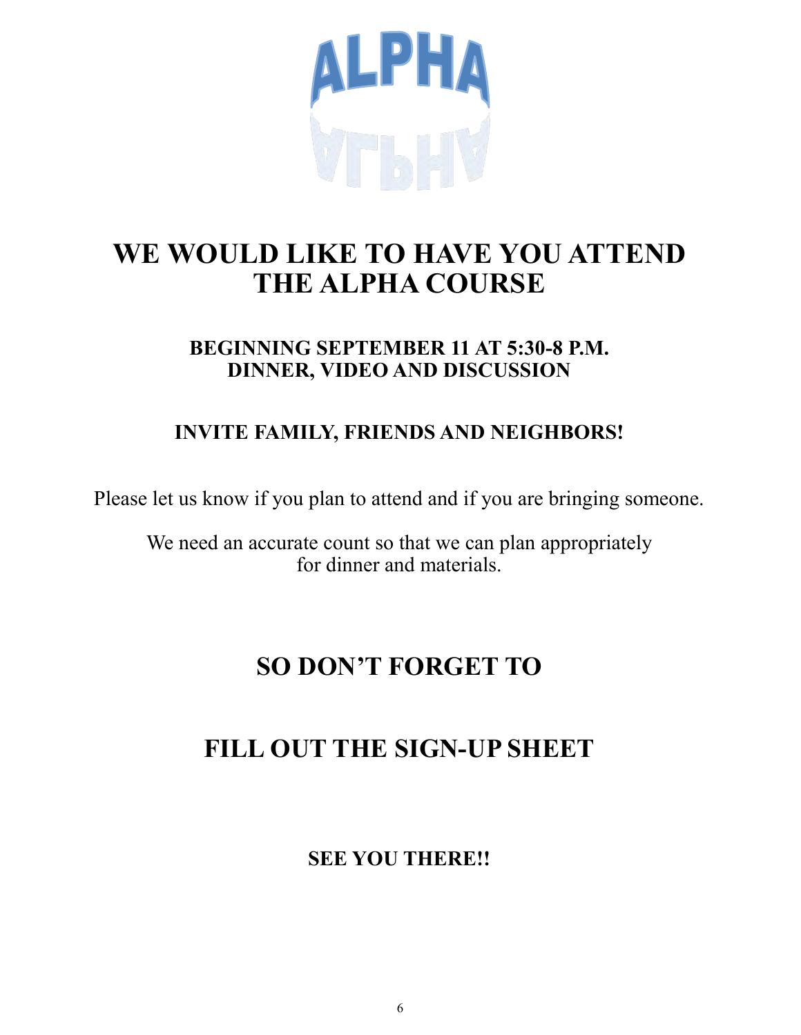# ALPHA

# WE WOULD LIKE TO HAVE YOU ATTEND THE ALPHA COURSE

### BEGINNING SEPTEMBER 11 AT 5:30-8 P.M.
### DINNER, VIDEO AND DISCUSSION

### INVITE FAMILY, FRIENDS AND NEIGHBORS!

Please let us know if you plan to attend and if you are bringing someone.

We need an accurate count so that we can plan appropriately for dinner and materials.

## SO DON'T FORGET TO

## FILL OUT THE SIGN-UP SHEET

### SEE YOU THERE!!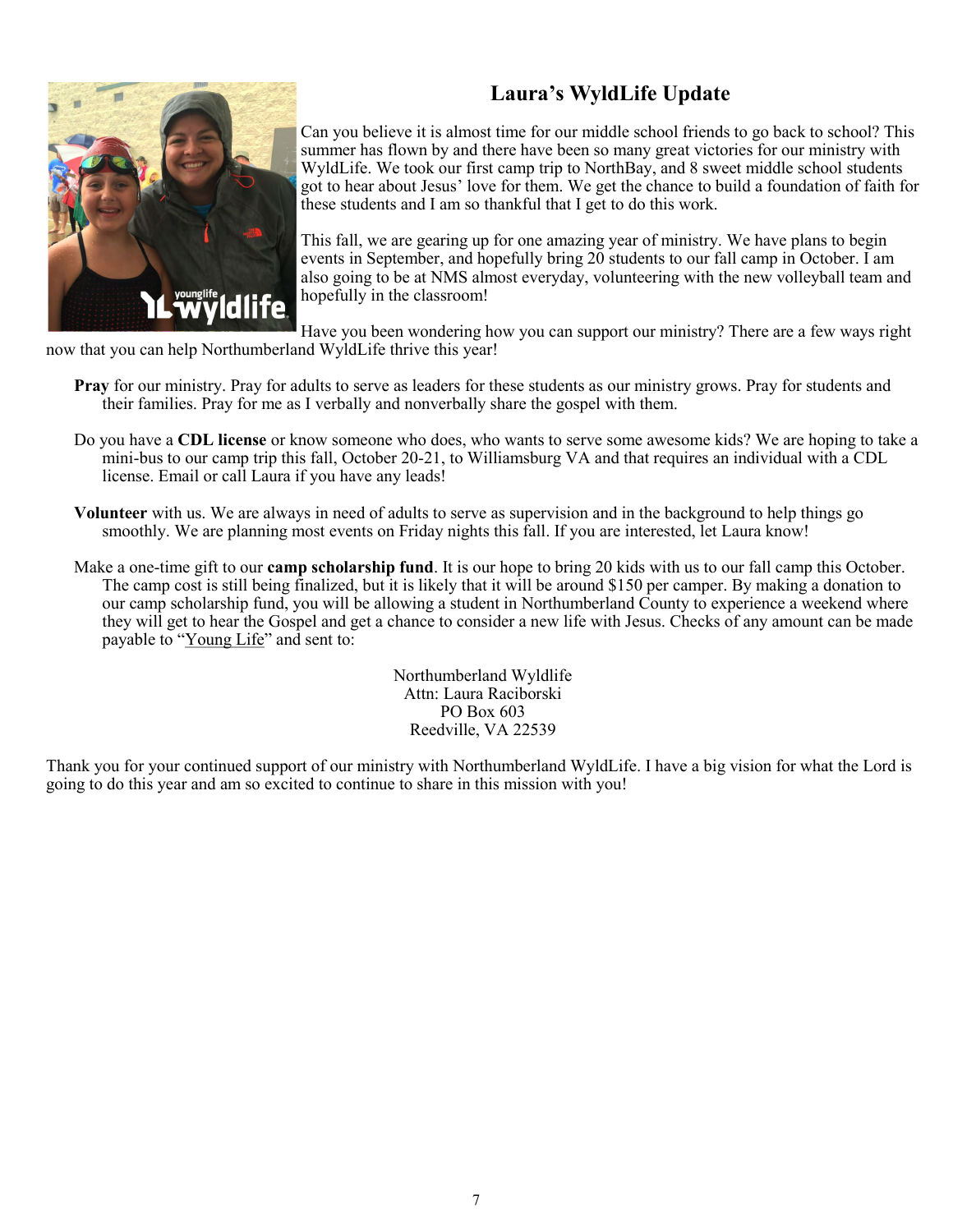## Laura's WyldLife Update

Can you believe it is almost time for our middle school friends to go back to school? This summer has flown by and there have been so many great victories for our ministry with WyldLife. We took our first camp trip to NorthBay, and 8 sweet middle school students got to hear about Jesus' love for them. We get the chance to build a foundation of faith for these students and I am so thankful that I get to do this work.

This fall, we are gearing up for one amazing year of ministry. We have plans to begin events in September, and hopefully bring 20 students to our fall camp in October. I am also going to be at NMS almost everyday, volunteering with the new volleyball team and hopefully in the classroom!

Have you been wondering how you can support our ministry? There are a few ways right now that you can help Northumberland WyldLife thrive this year!

**Pray** for our ministry. Pray for adults to serve as leaders for these students as our ministry grows. Pray for students and their families. Pray for me as I verbally and nonverbally share the gospel with them.

Do you have a **CDL license** or know someone who does, who wants to serve some awesome kids? We are hoping to take a mini-bus to our camp trip this fall, October 20-21, to Williamsburg VA and that requires an individual with a CDL license. Email or call Laura if you have any leads!

**Volunteer** with us. We are always in need of adults to serve as supervision and in the background to help things go smoothly. We are planning most events on Friday nights this fall. If you are interested, let Laura know!

Make a one-time gift to our **camp scholarship fund**. It is our hope to bring 20 kids with us to our fall camp this October. The camp cost is still being finalized, but it is likely that it will be around $150 per camper. By making a donation to our camp scholarship fund, you will be allowing a student in Northumberland County to experience a weekend where they will get to hear the Gospel and get a chance to consider a new life with Jesus. Checks of any amount can be made payable to "Young Life" and sent to:

Northumberland Wyldlife
Attn: Laura Raciborski
PO Box 603
Reedville, VA 22539

Thank you for your continued support of our ministry with Northumberland WyldLife. I have a big vision for what the Lord is going to do this year and am so excited to continue to share in this mission with you!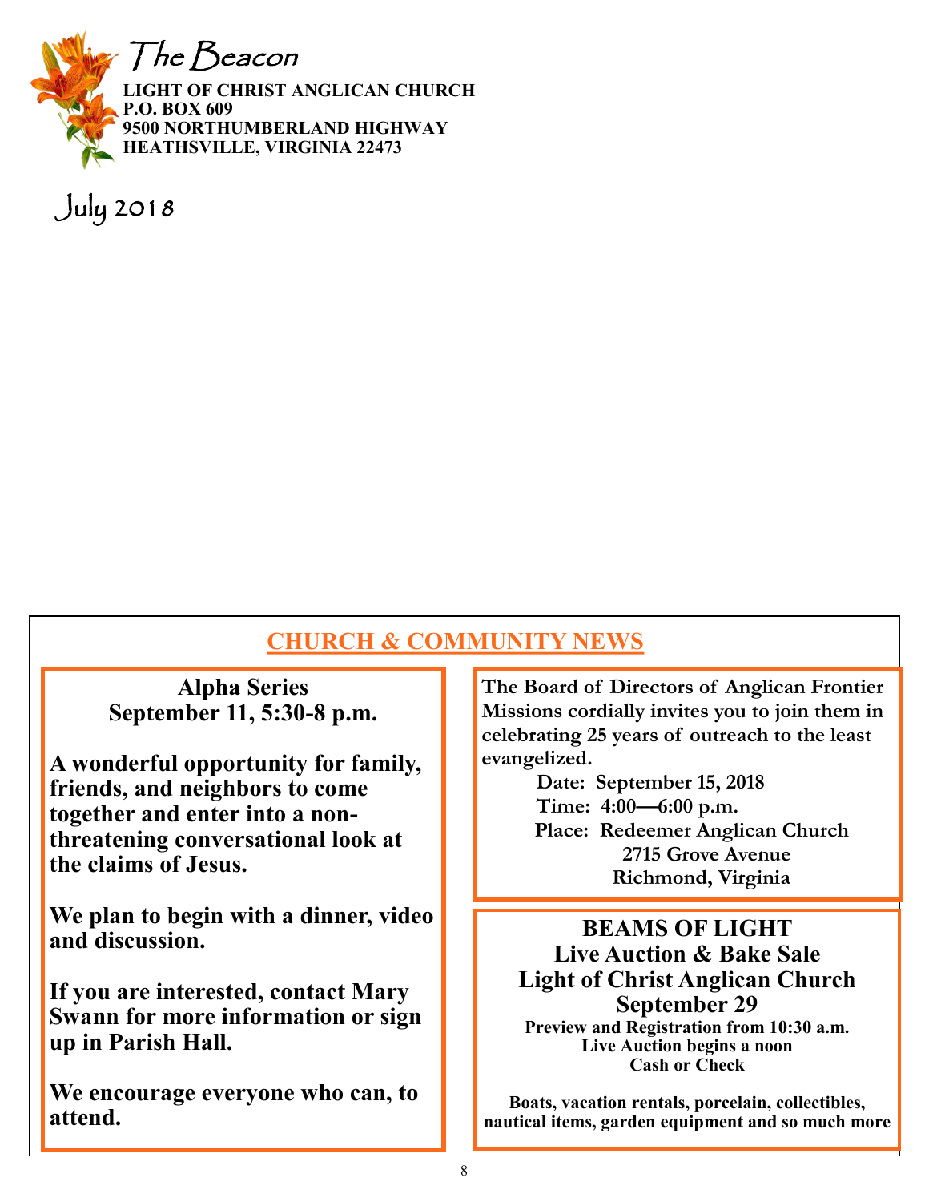# The Beacon

**LIGHT OF CHRIST ANGLICAN CHURCH**
**P.O. BOX 609**
**9500 NORTHUMBERLAND HIGHWAY**
**HEATHSVILLE, VIRGINIA 22473**

July 2018

## CHURCH & COMMUNITY NEWS

### Alpha Series
### September 11, 5:30-8 p.m.

**A wonderful opportunity for family, friends, and neighbors to come together and enter into a non-threatening conversational look at the claims of Jesus.**

**We plan to begin with a dinner, video and discussion.**

**If you are interested, contact Mary Swann for more information or sign up in Parish Hall.**

**We encourage everyone who can, to attend.**

**The Board of Directors of Anglican Frontier Missions cordially invites you to join them in celebrating 25 years of outreach to the least evangelized.**

**Date: September 15, 2018**
**Time: 4:00—6:00 p.m.**
**Place: Redeemer Anglican Church**
**2715 Grove Avenue**
**Richmond, Virginia**

### BEAMS OF LIGHT
### Live Auction & Bake Sale
### Light of Christ Anglican Church
### September 29

**Preview and Registration from 10:30 a.m.**
**Live Auction begins a noon**
**Cash or Check**

**Boats, vacation rentals, porcelain, collectibles, nautical items, garden equipment and so much more**